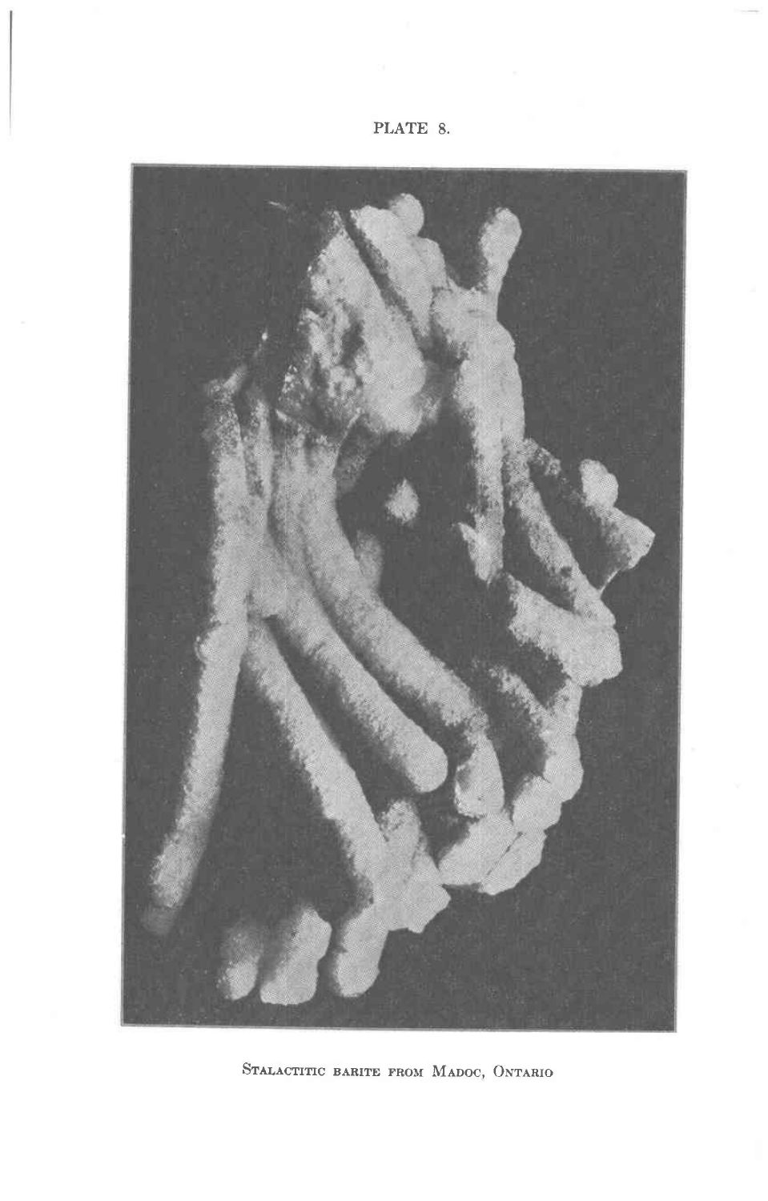PLATE 8.

STALACTITIC BARITE FROM MADOC, ONTARIO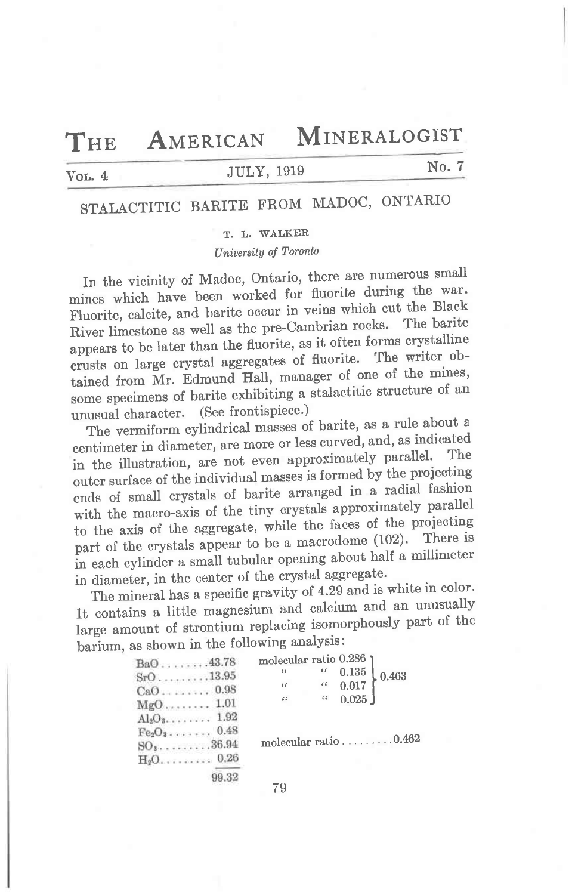# THE AMERICAN MINERALOGIST

VOL. 4 — JULY, 1919 — No. 7

## STALACTITIC BARITE FROM MADOC, ONTARIO

T. L. WALKER

*University of Toronto*

In the vicinity of Madoc, Ontario, there are numerous small mines which have been worked for fluorite during the war. Fluorite, calcite, and barite occur in veins which cut the Black River limestone as well as the pre-Cambrian rocks. The barite appears to be later than the fluorite, as it often forms crystalline crusts on large crystal aggregates of fluorite. The writer obtained from Mr. Edmund Hall, manager of one of the mines, some specimens of barite exhibiting a stalactitic structure of an unusual character. (See frontispiece.)

The vermiform cylindrical masses of barite, as a rule about a centimeter in diameter, are more or less curved, and, as indicated in the illustration, are not even approximately parallel. The outer surface of the individual masses is formed by the projecting ends of small crystals of barite arranged in a radial fashion with the macro-axis of the tiny crystals approximately parallel to the axis of the aggregate, while the faces of the projecting part of the crystals appear to be a macrodome (102). There is in each cylinder a small tubular opening about half a millimeter in diameter, in the center of the crystal aggregate.

The mineral has a specific gravity of 4.29 and is white in color. It contains a little magnesium and calcium and an unusually large amount of strontium replacing isomorphously part of the barium, as shown in the following analysis:

| Constituent | Per cent | Molecular ratio | Sum |
|---|---|---|---|
| $BaO$ | 43.78 | 0.286 | 0.463 |
| $SrO$ | 13.95 | 0.135 | |
| $CaO$ | 0.98 | 0.017 | |
| $MgO$ | 1.01 | 0.025 | |
| $Al_2O_3$ | 1.92 | | |
| $Fe_2O_3$ | 0.48 | | |
| $SO_3$ | 36.94 | 0.462 | |
| $H_2O$ | 0.26 | | |
| | 99.32 | | |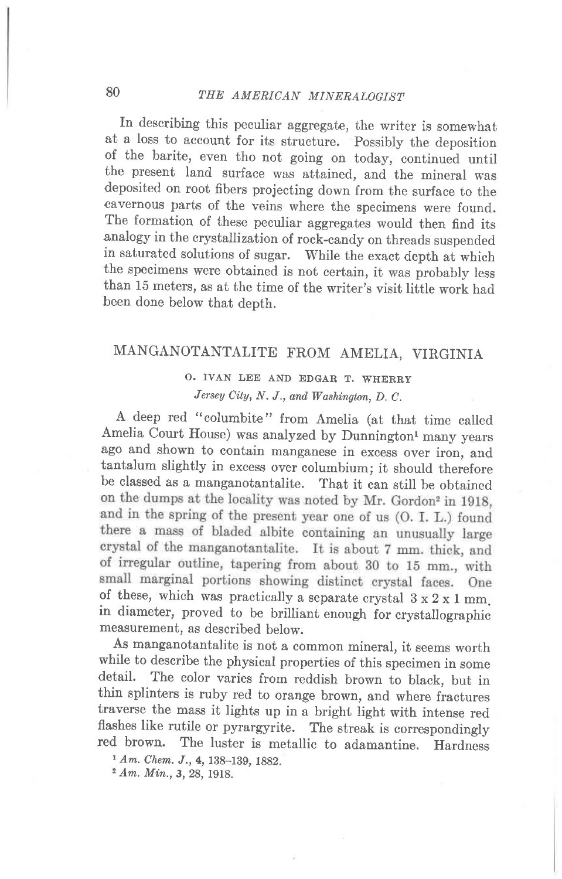In describing this peculiar aggregate, the writer is somewhat at a loss to account for its structure. Possibly the deposition of the barite, even tho not going on today, continued until the present land surface was attained, and the mineral was deposited on root fibers projecting down from the surface to the cavernous parts of the veins where the specimens were found. The formation of these peculiar aggregates would then find its analogy in the crystallization of rock-candy on threads suspended in saturated solutions of sugar. While the exact depth at which the specimens were obtained is not certain, it was probably less than 15 meters, as at the time of the writer's visit little work had been done below that depth.

## MANGANOTANTALITE FROM AMELIA, VIRGINIA

O. IVAN LEE AND EDGAR T. WHERRY

*Jersey City, N. J., and Washington, D. C.*

A deep red "columbite" from Amelia (at that time called Amelia Court House) was analyzed by Dunnington[1] many years ago and shown to contain manganese in excess over iron, and tantalum slightly in excess over columbium; it should therefore be classed as a manganotantalite. That it can still be obtained on the dumps at the locality was noted by Mr. Gordon[2] in 1918, and in the spring of the present year one of us (O. I. L.) found there a mass of bladed albite containing an unusually large crystal of the manganotantalite. It is about 7 mm. thick, and of irregular outline, tapering from about 30 to 15 mm., with small marginal portions showing distinct crystal faces. One of these, which was practically a separate crystal 3 x 2 x 1 mm. in diameter, proved to be brilliant enough for crystallographic measurement, as described below.

As manganotantalite is not a common mineral, it seems worth while to describe the physical properties of this specimen in some detail. The color varies from reddish brown to black, but in thin splinters is ruby red to orange brown, and where fractures traverse the mass it lights up in a bright light with intense red flashes like rutile or pyrargyrite. The streak is correspondingly red brown. The luster is metallic to adamantine. Hardness

[1] *Am. Chem. J.*, **4**, 138–139, 1882.

[2] *Am. Min.*, **3**, 28, 1918.